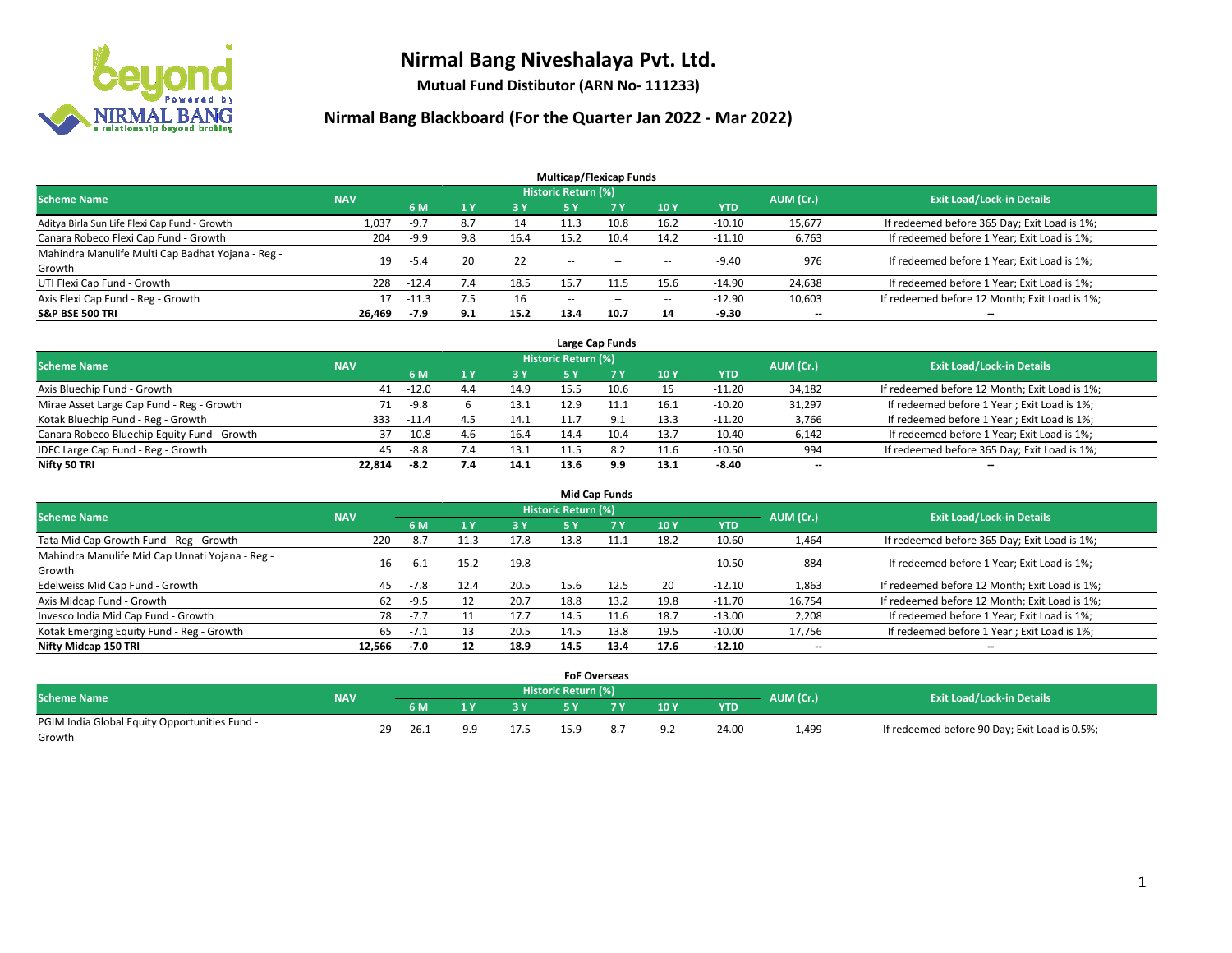# Nirmal Bang Niveshalaya Pvt. Ltd.

**Mutual Fund Distibutor (ARN No- 111233)**

## Nirmal Bang Blackboard (For the Quarter Jan 2022 - Mar 2022)

### Multicap/Flexicap Funds

| Scheme Name | NAV | Historic Return (%) | | | | | | | AUM (Cr.) | Exit Load/Lock-in Details |
|---|---|---|---|---|---|---|---|---|---|---|
| | | 6 M | 1 Y | 3 Y | 5 Y | 7 Y | 10 Y | YTD | | |
| Aditya Birla Sun Life Flexi Cap Fund - Growth | 1,037 | -9.7 | 8.7 | 14 | 11.3 | 10.8 | 16.2 | -10.10 | 15,677 | If redeemed before 365 Day; Exit Load is 1%; |
| Canara Robeco Flexi Cap Fund - Growth | 204 | -9.9 | 9.8 | 16.4 | 15.2 | 10.4 | 14.2 | -11.10 | 6,763 | If redeemed before 1 Year; Exit Load is 1%; |
| Mahindra Manulife Multi Cap Badhat Yojana - Reg - Growth | 19 | -5.4 | 20 | 22 | -- | -- | -- | -9.40 | 976 | If redeemed before 1 Year; Exit Load is 1%; |
| UTI Flexi Cap Fund - Growth | 228 | -12.4 | 7.4 | 18.5 | 15.7 | 11.5 | 15.6 | -14.90 | 24,638 | If redeemed before 1 Year; Exit Load is 1%; |
| Axis Flexi Cap Fund - Reg - Growth | 17 | -11.3 | 7.5 | 16 | -- | -- | -- | -12.90 | 10,603 | If redeemed before 12 Month; Exit Load is 1%; |
| **S&P BSE 500 TRI** | **26,469** | **-7.9** | **9.1** | **15.2** | **13.4** | **10.7** | **14** | **-9.30** | **--** | **--** |

### Large Cap Funds

| Scheme Name | NAV | Historic Return (%) | | | | | | | AUM (Cr.) | Exit Load/Lock-in Details |
|---|---|---|---|---|---|---|---|---|---|---|
| | | 6 M | 1 Y | 3 Y | 5 Y | 7 Y | 10 Y | YTD | | |
| Axis Bluechip Fund - Growth | 41 | -12.0 | 4.4 | 14.9 | 15.5 | 10.6 | 15 | -11.20 | 34,182 | If redeemed before 12 Month; Exit Load is 1%; |
| Mirae Asset Large Cap Fund - Reg - Growth | 71 | -9.8 | 6 | 13.1 | 12.9 | 11.1 | 16.1 | -10.20 | 31,297 | If redeemed before 1 Year ; Exit Load is 1%; |
| Kotak Bluechip Fund - Reg - Growth | 333 | -11.4 | 4.5 | 14.1 | 11.7 | 9.1 | 13.3 | -11.20 | 3,766 | If redeemed before 1 Year ; Exit Load is 1%; |
| Canara Robeco Bluechip Equity Fund - Growth | 37 | -10.8 | 4.6 | 16.4 | 14.4 | 10.4 | 13.7 | -10.40 | 6,142 | If redeemed before 1 Year; Exit Load is 1%; |
| IDFC Large Cap Fund - Reg - Growth | 45 | -8.8 | 7.4 | 13.1 | 11.5 | 8.2 | 11.6 | -10.50 | 994 | If redeemed before 365 Day; Exit Load is 1%; |
| **Nifty 50 TRI** | **22,814** | **-8.2** | **7.4** | **14.1** | **13.6** | **9.9** | **13.1** | **-8.40** | **--** | **--** |

### Mid Cap Funds

| Scheme Name | NAV | Historic Return (%) | | | | | | | AUM (Cr.) | Exit Load/Lock-in Details |
|---|---|---|---|---|---|---|---|---|---|---|
| | | 6 M | 1 Y | 3 Y | 5 Y | 7 Y | 10 Y | YTD | | |
| Tata Mid Cap Growth Fund - Reg - Growth | 220 | -8.7 | 11.3 | 17.8 | 13.8 | 11.1 | 18.2 | -10.60 | 1,464 | If redeemed before 365 Day; Exit Load is 1%; |
| Mahindra Manulife Mid Cap Unnati Yojana - Reg - Growth | 16 | -6.1 | 15.2 | 19.8 | -- | -- | -- | -10.50 | 884 | If redeemed before 1 Year; Exit Load is 1%; |
| Edelweiss Mid Cap Fund - Growth | 45 | -7.8 | 12.4 | 20.5 | 15.6 | 12.5 | 20 | -12.10 | 1,863 | If redeemed before 12 Month; Exit Load is 1%; |
| Axis Midcap Fund - Growth | 62 | -9.5 | 12 | 20.7 | 18.8 | 13.2 | 19.8 | -11.70 | 16,754 | If redeemed before 12 Month; Exit Load is 1%; |
| Invesco India Mid Cap Fund - Growth | 78 | -7.7 | 11 | 17.7 | 14.5 | 11.6 | 18.7 | -13.00 | 2,208 | If redeemed before 1 Year; Exit Load is 1%; |
| Kotak Emerging Equity Fund - Reg - Growth | 65 | -7.1 | 13 | 20.5 | 14.5 | 13.8 | 19.5 | -10.00 | 17,756 | If redeemed before 1 Year ; Exit Load is 1%; |
| **Nifty Midcap 150 TRI** | **12,566** | **-7.0** | **12** | **18.9** | **14.5** | **13.4** | **17.6** | **-12.10** | **--** | **--** |

### FoF Overseas

| Scheme Name | NAV | Historic Return (%) | | | | | | | AUM (Cr.) | Exit Load/Lock-in Details |
|---|---|---|---|---|---|---|---|---|---|---|
| | | 6 M | 1 Y | 3 Y | 5 Y | 7 Y | 10 Y | YTD | | |
| PGIM India Global Equity Opportunities Fund - Growth | 29 | -26.1 | -9.9 | 17.5 | 15.9 | 8.7 | 9.2 | -24.00 | 1,499 | If redeemed before 90 Day; Exit Load is 0.5%; |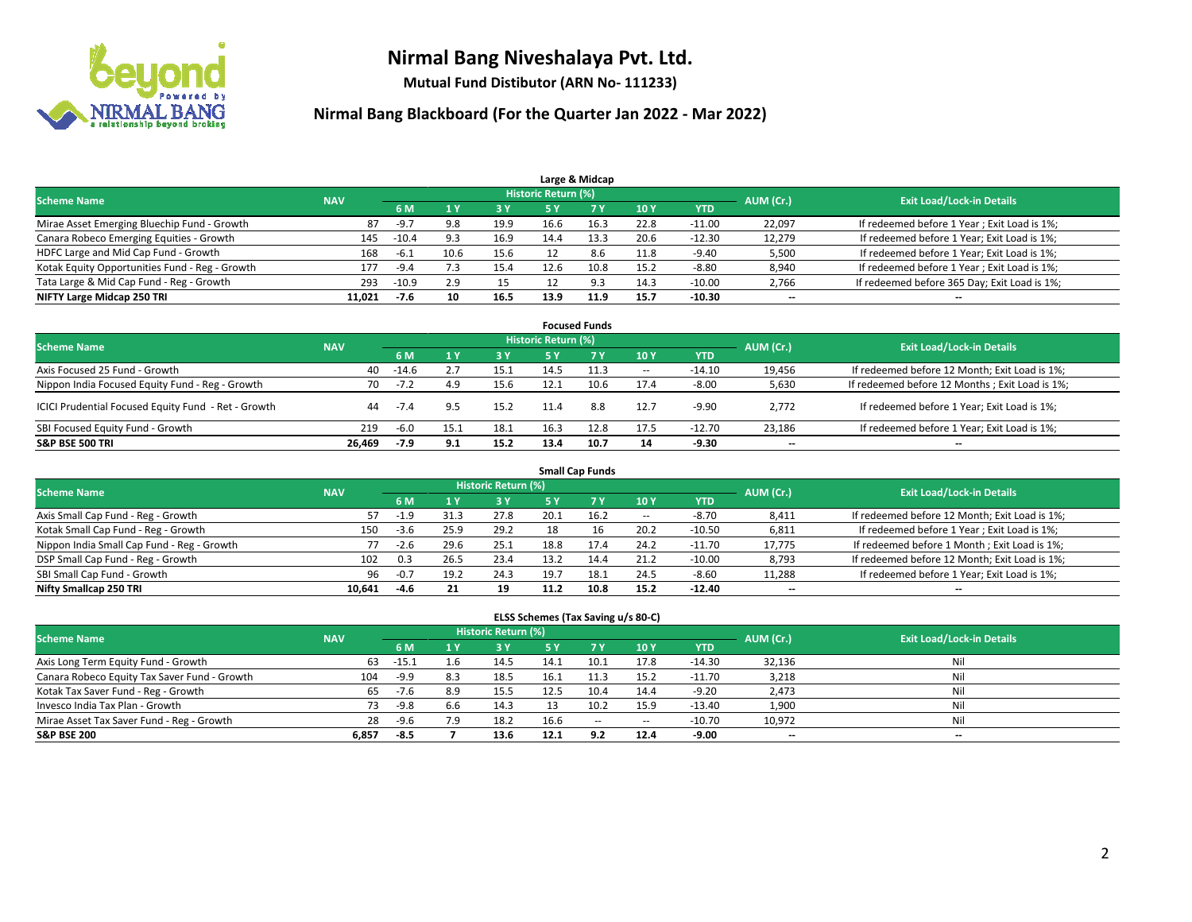# Nirmal Bang Niveshalaya Pvt. Ltd.

**Mutual Fund Distibutor (ARN No- 111233)**

## Nirmal Bang Blackboard (For the Quarter Jan 2022 - Mar 2022)

### Large & Midcap

| Scheme Name | NAV | Historic Return (%) | | | | | | | AUM (Cr.) | Exit Load/Lock-in Details |
|---|---|---|---|---|---|---|---|---|---|---|
| | | 6 M | 1 Y | 3 Y | 5 Y | 7 Y | 10 Y | YTD | | |
| Mirae Asset Emerging Bluechip Fund - Growth | 87 | -9.7 | 9.8 | 19.9 | 16.6 | 16.3 | 22.8 | -11.00 | 22,097 | If redeemed before 1 Year ; Exit Load is 1%; |
| Canara Robeco Emerging Equities - Growth | 145 | -10.4 | 9.3 | 16.9 | 14.4 | 13.3 | 20.6 | -12.30 | 12,279 | If redeemed before 1 Year; Exit Load is 1%; |
| HDFC Large and Mid Cap Fund - Growth | 168 | -6.1 | 10.6 | 15.6 | 12 | 8.6 | 11.8 | -9.40 | 5,500 | If redeemed before 1 Year; Exit Load is 1%; |
| Kotak Equity Opportunities Fund - Reg - Growth | 177 | -9.4 | 7.3 | 15.4 | 12.6 | 10.8 | 15.2 | -8.80 | 8,940 | If redeemed before 1 Year ; Exit Load is 1%; |
| Tata Large & Mid Cap Fund - Reg - Growth | 293 | -10.9 | 2.9 | 15 | 12 | 9.3 | 14.3 | -10.00 | 2,766 | If redeemed before 365 Day; Exit Load is 1%; |
| **NIFTY Large Midcap 250 TRI** | **11,021** | **-7.6** | **10** | **16.5** | **13.9** | **11.9** | **15.7** | **-10.30** | **--** | **--** |

### Focused Funds

| Scheme Name | NAV | Historic Return (%) | | | | | | | AUM (Cr.) | Exit Load/Lock-in Details |
|---|---|---|---|---|---|---|---|---|---|---|
| | | 6 M | 1 Y | 3 Y | 5 Y | 7 Y | 10 Y | YTD | | |
| Axis Focused 25 Fund - Growth | 40 | -14.6 | 2.7 | 15.1 | 14.5 | 11.3 | -- | -14.10 | 19,456 | If redeemed before 12 Month; Exit Load is 1%; |
| Nippon India Focused Equity Fund - Reg - Growth | 70 | -7.2 | 4.9 | 15.6 | 12.1 | 10.6 | 17.4 | -8.00 | 5,630 | If redeemed before 12 Months ; Exit Load is 1%; |
| ICICI Prudential Focused Equity Fund - Ret - Growth | 44 | -7.4 | 9.5 | 15.2 | 11.4 | 8.8 | 12.7 | -9.90 | 2,772 | If redeemed before 1 Year; Exit Load is 1%; |
| SBI Focused Equity Fund - Growth | 219 | -6.0 | 15.1 | 18.1 | 16.3 | 12.8 | 17.5 | -12.70 | 23,186 | If redeemed before 1 Year; Exit Load is 1%; |
| **S&P BSE 500 TRI** | **26,469** | **-7.9** | **9.1** | **15.2** | **13.4** | **10.7** | **14** | **-9.30** | **--** | **--** |

### Small Cap Funds

| Scheme Name | NAV | Historic Return (%) | | | | | | | AUM (Cr.) | Exit Load/Lock-in Details |
|---|---|---|---|---|---|---|---|---|---|---|
| | | 6 M | 1 Y | 3 Y | 5 Y | 7 Y | 10 Y | YTD | | |
| Axis Small Cap Fund - Reg - Growth | 57 | -1.9 | 31.3 | 27.8 | 20.1 | 16.2 | -- | -8.70 | 8,411 | If redeemed before 12 Month; Exit Load is 1%; |
| Kotak Small Cap Fund - Reg - Growth | 150 | -3.6 | 25.9 | 29.2 | 18 | 16 | 20.2 | -10.50 | 6,811 | If redeemed before 1 Year ; Exit Load is 1%; |
| Nippon India Small Cap Fund - Reg - Growth | 77 | -2.6 | 29.6 | 25.1 | 18.8 | 17.4 | 24.2 | -11.70 | 17,775 | If redeemed before 1 Month ; Exit Load is 1%; |
| DSP Small Cap Fund - Reg - Growth | 102 | 0.3 | 26.5 | 23.4 | 13.2 | 14.4 | 21.2 | -10.00 | 8,793 | If redeemed before 12 Month; Exit Load is 1%; |
| SBI Small Cap Fund - Growth | 96 | -0.7 | 19.2 | 24.3 | 19.7 | 18.1 | 24.5 | -8.60 | 11,288 | If redeemed before 1 Year; Exit Load is 1%; |
| **Nifty Smallcap 250 TRI** | **10,641** | **-4.6** | **21** | **19** | **11.2** | **10.8** | **15.2** | **-12.40** | **--** | **--** |

### ELSS Schemes (Tax Saving u/s 80-C)

| Scheme Name | NAV | Historic Return (%) | | | | | | | AUM (Cr.) | Exit Load/Lock-in Details |
|---|---|---|---|---|---|---|---|---|---|---|
| | | 6 M | 1 Y | 3 Y | 5 Y | 7 Y | 10 Y | YTD | | |
| Axis Long Term Equity Fund - Growth | 63 | -15.1 | 1.6 | 14.5 | 14.1 | 10.1 | 17.8 | -14.30 | 32,136 | Nil |
| Canara Robeco Equity Tax Saver Fund - Growth | 104 | -9.9 | 8.3 | 18.5 | 16.1 | 11.3 | 15.2 | -11.70 | 3,218 | Nil |
| Kotak Tax Saver Fund - Reg - Growth | 65 | -7.6 | 8.9 | 15.5 | 12.5 | 10.4 | 14.4 | -9.20 | 2,473 | Nil |
| Invesco India Tax Plan - Growth | 73 | -9.8 | 6.6 | 14.3 | 13 | 10.2 | 15.9 | -13.40 | 1,900 | Nil |
| Mirae Asset Tax Saver Fund - Reg - Growth | 28 | -9.6 | 7.9 | 18.2 | 16.6 | -- | -- | -10.70 | 10,972 | Nil |
| **S&P BSE 200** | **6,857** | **-8.5** | **7** | **13.6** | **12.1** | **9.2** | **12.4** | **-9.00** | **--** | **--** |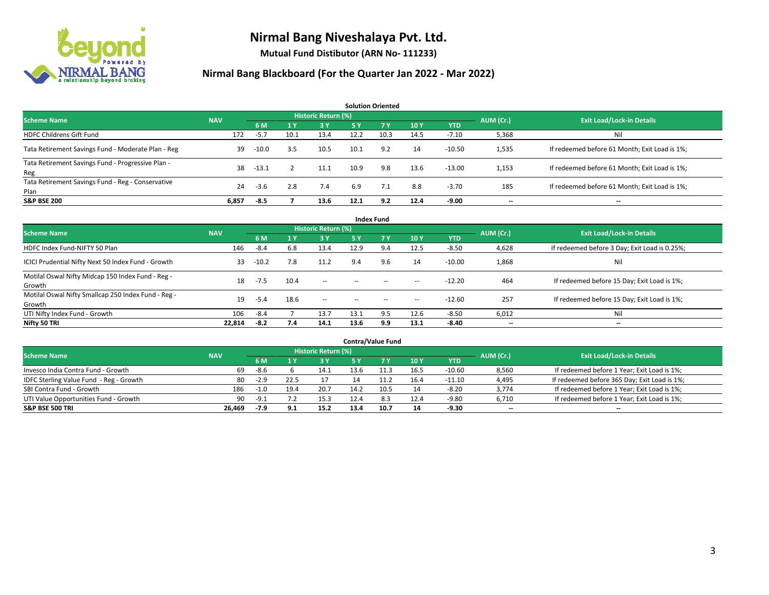# Nirmal Bang Niveshalaya Pvt. Ltd.

**Mutual Fund Distributor (ARN No- 111233)**

## Nirmal Bang Blackboard (For the Quarter Jan 2022 - Mar 2022)

### Solution Oriented

| Scheme Name | NAV | Historic Return (%) | | | | | | | AUM (Cr.) | Exit Load/Lock-in Details |
|---|---|---|---|---|---|---|---|---|---|---|
| | | 6 M | 1 Y | 3 Y | 5 Y | 7 Y | 10 Y | YTD | | |
| HDFC Childrens Gift Fund | 172 | -5.7 | 10.1 | 13.4 | 12.2 | 10.3 | 14.5 | -7.10 | 5,368 | Nil |
| Tata Retirement Savings Fund - Moderate Plan - Reg | 39 | -10.0 | 3.5 | 10.5 | 10.1 | 9.2 | 14 | -10.50 | 1,535 | If redeemed before 61 Month; Exit Load is 1%; |
| Tata Retirement Savings Fund - Progressive Plan - Reg | 38 | -13.1 | 2 | 11.1 | 10.9 | 9.8 | 13.6 | -13.00 | 1,153 | If redeemed before 61 Month; Exit Load is 1%; |
| Tata Retirement Savings Fund - Reg - Conservative Plan | 24 | -3.6 | 2.8 | 7.4 | 6.9 | 7.1 | 8.8 | -3.70 | 185 | If redeemed before 61 Month; Exit Load is 1%; |
| **S&P BSE 200** | **6,857** | **-8.5** | **7** | **13.6** | **12.1** | **9.2** | **12.4** | **-9.00** | -- | -- |

### Index Fund

| Scheme Name | NAV | Historic Return (%) | | | | | | | AUM (Cr.) | Exit Load/Lock-in Details |
|---|---|---|---|---|---|---|---|---|---|---|
| | | 6 M | 1 Y | 3 Y | 5 Y | 7 Y | 10 Y | YTD | | |
| HDFC Index Fund-NIFTY 50 Plan | 146 | -8.4 | 6.8 | 13.4 | 12.9 | 9.4 | 12.5 | -8.50 | 4,628 | If redeemed before 3 Day; Exit Load is 0.25%; |
| ICICI Prudential Nifty Next 50 Index Fund - Growth | 33 | -10.2 | 7.8 | 11.2 | 9.4 | 9.6 | 14 | -10.00 | 1,868 | Nil |
| Motilal Oswal Nifty Midcap 150 Index Fund - Reg - Growth | 18 | -7.5 | 10.4 | -- | -- | -- | -- | -12.20 | 464 | If redeemed before 15 Day; Exit Load is 1%; |
| Motilal Oswal Nifty Smallcap 250 Index Fund - Reg - Growth | 19 | -5.4 | 18.6 | -- | -- | -- | -- | -12.60 | 257 | If redeemed before 15 Day; Exit Load is 1%; |
| UTI Nifty Index Fund - Growth | 106 | -8.4 | 7 | 13.7 | 13.1 | 9.5 | 12.6 | -8.50 | 6,012 | Nil |
| **Nifty 50 TRI** | **22,814** | **-8.2** | **7.4** | **14.1** | **13.6** | **9.9** | **13.1** | **-8.40** | -- | -- |

### Contra/Value Fund

| Scheme Name | NAV | Historic Return (%) | | | | | | | AUM (Cr.) | Exit Load/Lock-in Details |
|---|---|---|---|---|---|---|---|---|---|---|
| | | 6 M | 1 Y | 3 Y | 5 Y | 7 Y | 10 Y | YTD | | |
| Invesco India Contra Fund - Growth | 69 | -8.6 | 6 | 14.1 | 13.6 | 11.3 | 16.5 | -10.60 | 8,560 | If redeemed before 1 Year; Exit Load is 1%; |
| IDFC Sterling Value Fund - Reg - Growth | 80 | -2.9 | 22.5 | 17 | 14 | 11.2 | 16.4 | -11.10 | 4,495 | If redeemed before 365 Day; Exit Load is 1%; |
| SBI Contra Fund - Growth | 186 | -1.0 | 19.4 | 20.7 | 14.2 | 10.5 | 14 | -8.20 | 3,774 | If redeemed before 1 Year; Exit Load is 1%; |
| UTI Value Opportunities Fund - Growth | 90 | -9.1 | 7.2 | 15.3 | 12.4 | 8.3 | 12.4 | -9.80 | 6,710 | If redeemed before 1 Year; Exit Load is 1%; |
| **S&P BSE 500 TRI** | **26,469** | **-7.9** | **9.1** | **15.2** | **13.4** | **10.7** | **14** | **-9.30** | -- | -- |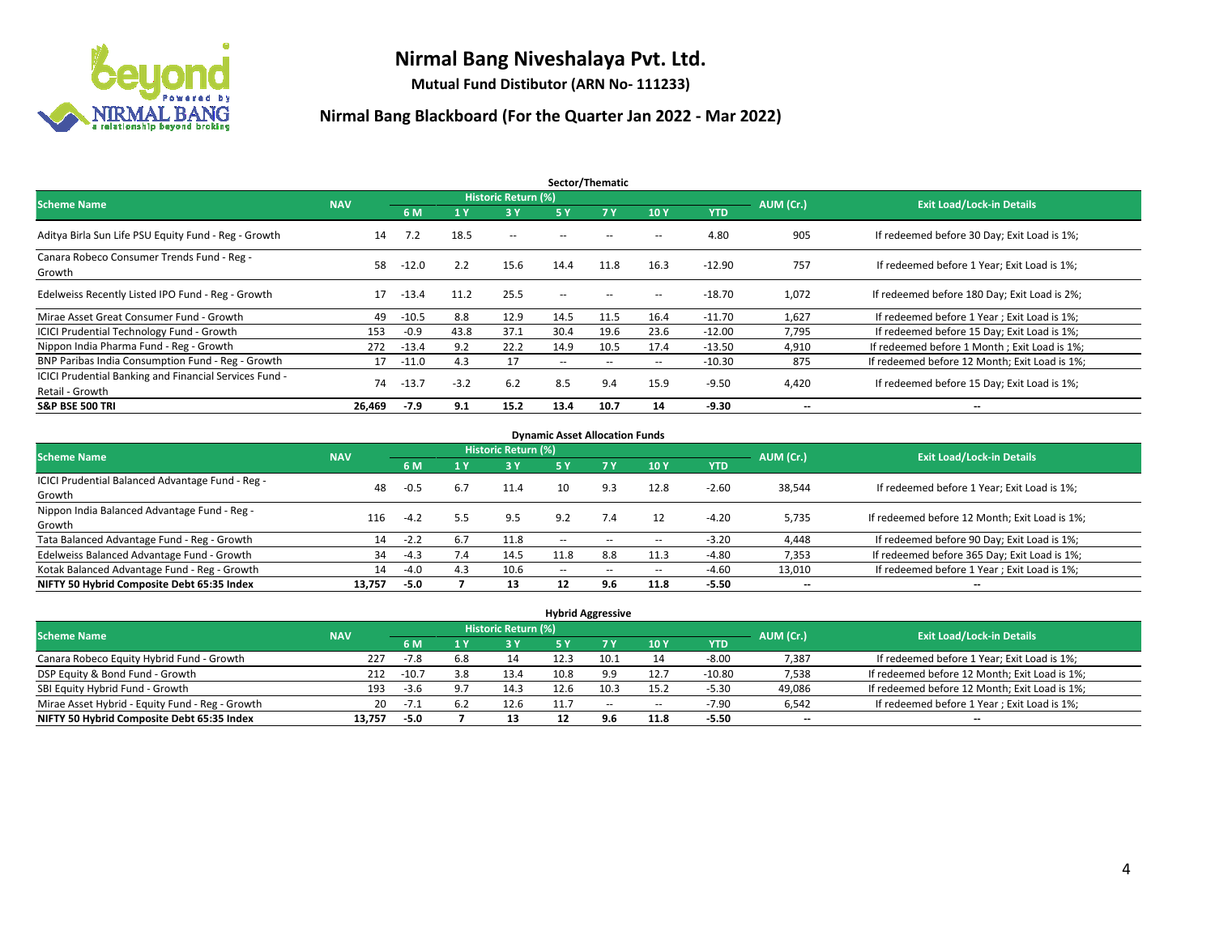# Nirmal Bang Niveshalaya Pvt. Ltd.

**Mutual Fund Distibutor (ARN No- 111233)**

## Nirmal Bang Blackboard (For the Quarter Jan 2022 - Mar 2022)

### Sector/Thematic

| Scheme Name | NAV | Historic Return (%) | | | | | | | AUM (Cr.) | Exit Load/Lock-in Details |
|---|---|---|---|---|---|---|---|---|---|---|
| | | 6 M | 1 Y | 3 Y | 5 Y | 7 Y | 10 Y | YTD | | |
| Aditya Birla Sun Life PSU Equity Fund - Reg - Growth | 14 | 7.2 | 18.5 | -- | -- | -- | -- | 4.80 | 905 | If redeemed before 30 Day; Exit Load is 1%; |
| Canara Robeco Consumer Trends Fund - Reg - Growth | 58 | -12.0 | 2.2 | 15.6 | 14.4 | 11.8 | 16.3 | -12.90 | 757 | If redeemed before 1 Year; Exit Load is 1%; |
| Edelweiss Recently Listed IPO Fund - Reg - Growth | 17 | -13.4 | 11.2 | 25.5 | -- | -- | -- | -18.70 | 1,072 | If redeemed before 180 Day; Exit Load is 2%; |
| Mirae Asset Great Consumer Fund - Growth | 49 | -10.5 | 8.8 | 12.9 | 14.5 | 11.5 | 16.4 | -11.70 | 1,627 | If redeemed before 1 Year ; Exit Load is 1%; |
| ICICI Prudential Technology Fund - Growth | 153 | -0.9 | 43.8 | 37.1 | 30.4 | 19.6 | 23.6 | -12.00 | 7,795 | If redeemed before 15 Day; Exit Load is 1%; |
| Nippon India Pharma Fund - Reg - Growth | 272 | -13.4 | 9.2 | 22.2 | 14.9 | 10.5 | 17.4 | -13.50 | 4,910 | If redeemed before 1 Month ; Exit Load is 1%; |
| BNP Paribas India Consumption Fund - Reg - Growth | 17 | -11.0 | 4.3 | 17 | -- | -- | -- | -10.30 | 875 | If redeemed before 12 Month; Exit Load is 1%; |
| ICICI Prudential Banking and Financial Services Fund - Retail - Growth | 74 | -13.7 | -3.2 | 6.2 | 8.5 | 9.4 | 15.9 | -9.50 | 4,420 | If redeemed before 15 Day; Exit Load is 1%; |
| **S&P BSE 500 TRI** | **26,469** | **-7.9** | **9.1** | **15.2** | **13.4** | **10.7** | **14** | **-9.30** | **--** | **--** |

### Dynamic Asset Allocation Funds

| Scheme Name | NAV | Historic Return (%) | | | | | | | AUM (Cr.) | Exit Load/Lock-in Details |
|---|---|---|---|---|---|---|---|---|---|---|
| | | 6 M | 1 Y | 3 Y | 5 Y | 7 Y | 10 Y | YTD | | |
| ICICI Prudential Balanced Advantage Fund - Reg - Growth | 48 | -0.5 | 6.7 | 11.4 | 10 | 9.3 | 12.8 | -2.60 | 38,544 | If redeemed before 1 Year; Exit Load is 1%; |
| Nippon India Balanced Advantage Fund - Reg - Growth | 116 | -4.2 | 5.5 | 9.5 | 9.2 | 7.4 | 12 | -4.20 | 5,735 | If redeemed before 12 Month; Exit Load is 1%; |
| Tata Balanced Advantage Fund - Reg - Growth | 14 | -2.2 | 6.7 | 11.8 | -- | -- | -- | -3.20 | 4,448 | If redeemed before 90 Day; Exit Load is 1%; |
| Edelweiss Balanced Advantage Fund - Growth | 34 | -4.3 | 7.4 | 14.5 | 11.8 | 8.8 | 11.3 | -4.80 | 7,353 | If redeemed before 365 Day; Exit Load is 1%; |
| Kotak Balanced Advantage Fund - Reg - Growth | 14 | -4.0 | 4.3 | 10.6 | -- | -- | -- | -4.60 | 13,010 | If redeemed before 1 Year ; Exit Load is 1%; |
| **NIFTY 50 Hybrid Composite Debt 65:35 Index** | **13,757** | **-5.0** | **7** | **13** | **12** | **9.6** | **11.8** | **-5.50** | **--** | **--** |

### Hybrid Aggressive

| Scheme Name | NAV | Historic Return (%) | | | | | | | AUM (Cr.) | Exit Load/Lock-in Details |
|---|---|---|---|---|---|---|---|---|---|---|
| | | 6 M | 1 Y | 3 Y | 5 Y | 7 Y | 10 Y | YTD | | |
| Canara Robeco Equity Hybrid Fund - Growth | 227 | -7.8 | 6.8 | 14 | 12.3 | 10.1 | 14 | -8.00 | 7,387 | If redeemed before 1 Year; Exit Load is 1%; |
| DSP Equity & Bond Fund - Growth | 212 | -10.7 | 3.8 | 13.4 | 10.8 | 9.9 | 12.7 | -10.80 | 7,538 | If redeemed before 12 Month; Exit Load is 1%; |
| SBI Equity Hybrid Fund - Growth | 193 | -3.6 | 9.7 | 14.3 | 12.6 | 10.3 | 15.2 | -5.30 | 49,086 | If redeemed before 12 Month; Exit Load is 1%; |
| Mirae Asset Hybrid - Equity Fund - Reg - Growth | 20 | -7.1 | 6.2 | 12.6 | 11.7 | -- | -- | -7.90 | 6,542 | If redeemed before 1 Year ; Exit Load is 1%; |
| **NIFTY 50 Hybrid Composite Debt 65:35 Index** | **13,757** | **-5.0** | **7** | **13** | **12** | **9.6** | **11.8** | **-5.50** | **--** | **--** |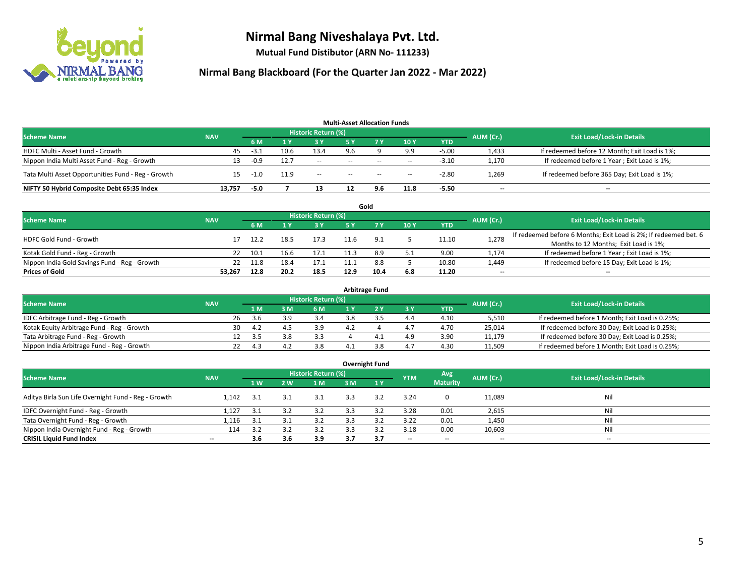# Nirmal Bang Niveshalaya Pvt. Ltd.

**Mutual Fund Distibutor (ARN No- 111233)**

## Nirmal Bang Blackboard (For the Quarter Jan 2022 - Mar 2022)

### Multi-Asset Allocation Funds

| Scheme Name | NAV | Historic Return (%) | | | | | | | AUM (Cr.) | Exit Load/Lock-in Details |
|---|---|---|---|---|---|---|---|---|---|---|
| | | 6 M | 1 Y | 3 Y | 5 Y | 7 Y | 10 Y | YTD | | |
| HDFC Multi - Asset Fund - Growth | 45 | -3.1 | 10.6 | 13.4 | 9.6 | 9 | 9.9 | -5.00 | 1,433 | If redeemed before 12 Month; Exit Load is 1%; |
| Nippon India Multi Asset Fund - Reg - Growth | 13 | -0.9 | 12.7 | -- | -- | -- | -- | -3.10 | 1,170 | If redeemed before 1 Year ; Exit Load is 1%; |
| Tata Multi Asset Opportunities Fund - Reg - Growth | 15 | -1.0 | 11.9 | -- | -- | -- | -- | -2.80 | 1,269 | If redeemed before 365 Day; Exit Load is 1%; |
| **NIFTY 50 Hybrid Composite Debt 65:35 Index** | **13,757** | **-5.0** | **7** | **13** | **12** | **9.6** | **11.8** | **-5.50** | **--** | **--** |

### Gold

| Scheme Name | NAV | Historic Return (%) | | | | | | | AUM (Cr.) | Exit Load/Lock-in Details |
|---|---|---|---|---|---|---|---|---|---|---|
| | | 6 M | 1 Y | 3 Y | 5 Y | 7 Y | 10 Y | YTD | | |
| HDFC Gold Fund - Growth | 17 | 12.2 | 18.5 | 17.3 | 11.6 | 9.1 | 5 | 11.10 | 1,278 | If redeemed before 6 Months; Exit Load is 2%; If redeemed bet. 6 Months to 12 Months; Exit Load is 1%; |
| Kotak Gold Fund - Reg - Growth | 22 | 10.1 | 16.6 | 17.1 | 11.3 | 8.9 | 5.1 | 9.00 | 1,174 | If redeemed before 1 Year ; Exit Load is 1%; |
| Nippon India Gold Savings Fund - Reg - Growth | 22 | 11.8 | 18.4 | 17.1 | 11.1 | 8.8 | 5 | 10.80 | 1,449 | If redeemed before 15 Day; Exit Load is 1%; |
| **Prices of Gold** | **53,267** | **12.8** | **20.2** | **18.5** | **12.9** | **10.4** | **6.8** | **11.20** | **--** | **--** |

### Arbitrage Fund

| Scheme Name | NAV | Historic Return (%) | | | | | | | AUM (Cr.) | Exit Load/Lock-in Details |
|---|---|---|---|---|---|---|---|---|---|---|
| | | 1 M | 3 M | 6 M | 1 Y | 2 Y | 3 Y | YTD | | |
| IDFC Arbitrage Fund - Reg - Growth | 26 | 3.6 | 3.9 | 3.4 | 3.8 | 3.5 | 4.4 | 4.10 | 5,510 | If redeemed before 1 Month; Exit Load is 0.25%; |
| Kotak Equity Arbitrage Fund - Reg - Growth | 30 | 4.2 | 4.5 | 3.9 | 4.2 | 4 | 4.7 | 4.70 | 25,014 | If redeemed before 30 Day; Exit Load is 0.25%; |
| Tata Arbitrage Fund - Reg - Growth | 12 | 3.5 | 3.8 | 3.3 | 4 | 4.1 | 4.9 | 3.90 | 11,179 | If redeemed before 30 Day; Exit Load is 0.25%; |
| Nippon India Arbitrage Fund - Reg - Growth | 22 | 4.3 | 4.2 | 3.8 | 4.1 | 3.8 | 4.7 | 4.30 | 11,509 | If redeemed before 1 Month; Exit Load is 0.25%; |

### Overnight Fund

| Scheme Name | NAV | Historic Return (%) | | | | | YTM | Avg Maturity | AUM (Cr.) | Exit Load/Lock-in Details |
|---|---|---|---|---|---|---|---|---|---|---|
| | | 1 W | 2 W | 1 M | 3 M | 1 Y | | | | |
| Aditya Birla Sun Life Overnight Fund - Reg - Growth | 1,142 | 3.1 | 3.1 | 3.1 | 3.3 | 3.2 | 3.24 | 0 | 11,089 | Nil |
| IDFC Overnight Fund - Reg - Growth | 1,127 | 3.1 | 3.2 | 3.2 | 3.3 | 3.2 | 3.28 | 0.01 | 2,615 | Nil |
| Tata Overnight Fund - Reg - Growth | 1,116 | 3.1 | 3.1 | 3.2 | 3.3 | 3.2 | 3.22 | 0.01 | 1,450 | Nil |
| Nippon India Overnight Fund - Reg - Growth | 114 | 3.2 | 3.2 | 3.2 | 3.3 | 3.2 | 3.18 | 0.00 | 10,603 | Nil |
| **CRISIL Liquid Fund Index** | **--** | **3.6** | **3.6** | **3.9** | **3.7** | **3.7** | **--** | **--** | **--** | **--** |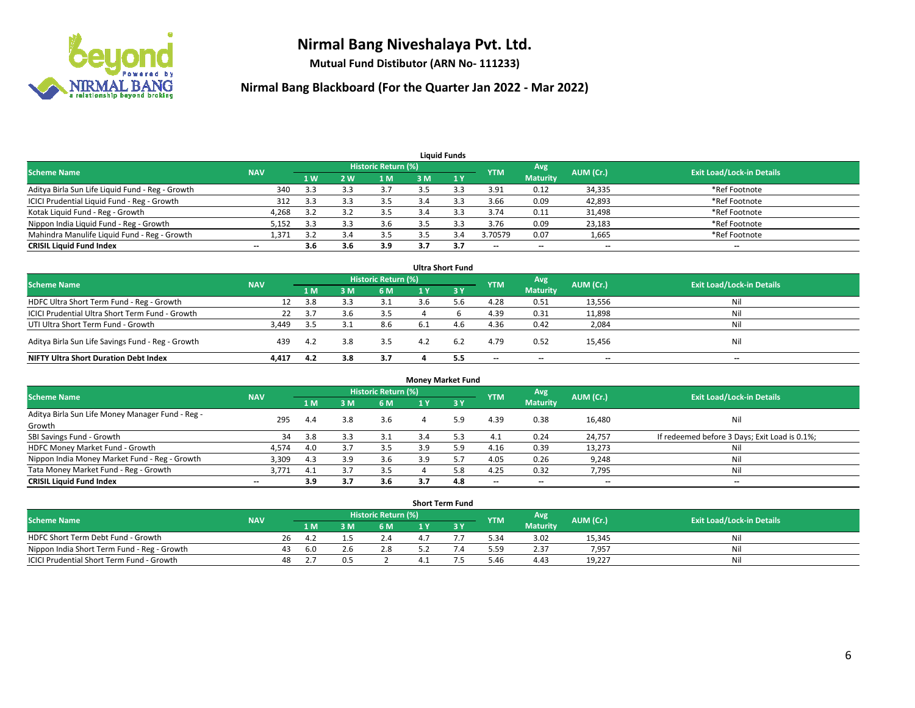# Nirmal Bang Niveshalaya Pvt. Ltd.

**Mutual Fund Distibutor (ARN No- 111233)**

## Nirmal Bang Blackboard (For the Quarter Jan 2022 - Mar 2022)

### Liquid Funds

| Scheme Name | NAV | Historic Return (%) | | | | | YTM | Avg Maturity | AUM (Cr.) | Exit Load/Lock-in Details |
|---|---|---|---|---|---|---|---|---|---|---|
| | | 1 W | 2 W | 1 M | 3 M | 1 Y | | | | |
| Aditya Birla Sun Life Liquid Fund - Reg - Growth | 340 | 3.3 | 3.3 | 3.7 | 3.5 | 3.3 | 3.91 | 0.12 | 34,335 | *Ref Footnote |
| ICICI Prudential Liquid Fund - Reg - Growth | 312 | 3.3 | 3.3 | 3.5 | 3.4 | 3.3 | 3.66 | 0.09 | 42,893 | *Ref Footnote |
| Kotak Liquid Fund - Reg - Growth | 4,268 | 3.2 | 3.2 | 3.5 | 3.4 | 3.3 | 3.74 | 0.11 | 31,498 | *Ref Footnote |
| Nippon India Liquid Fund - Reg - Growth | 5,152 | 3.3 | 3.3 | 3.6 | 3.5 | 3.3 | 3.76 | 0.09 | 23,183 | *Ref Footnote |
| Mahindra Manulife Liquid Fund - Reg - Growth | 1,371 | 3.2 | 3.4 | 3.5 | 3.5 | 3.4 | 3.70579 | 0.07 | 1,665 | *Ref Footnote |
| **CRISIL Liquid Fund Index** | -- | **3.6** | **3.6** | **3.9** | **3.7** | **3.7** | -- | -- | -- | -- |

### Ultra Short Fund

| Scheme Name | NAV | Historic Return (%) | | | | | YTM | Avg Maturity | AUM (Cr.) | Exit Load/Lock-in Details |
|---|---|---|---|---|---|---|---|---|---|---|
| | | 1 M | 3 M | 6 M | 1 Y | 3 Y | | | | |
| HDFC Ultra Short Term Fund - Reg - Growth | 12 | 3.8 | 3.3 | 3.1 | 3.6 | 5.6 | 4.28 | 0.51 | 13,556 | Nil |
| ICICI Prudential Ultra Short Term Fund - Growth | 22 | 3.7 | 3.6 | 3.5 | 4 | 6 | 4.39 | 0.31 | 11,898 | Nil |
| UTI Ultra Short Term Fund - Growth | 3,449 | 3.5 | 3.1 | 8.6 | 6.1 | 4.6 | 4.36 | 0.42 | 2,084 | Nil |
| Aditya Birla Sun Life Savings Fund - Reg - Growth | 439 | 4.2 | 3.8 | 3.5 | 4.2 | 6.2 | 4.79 | 0.52 | 15,456 | Nil |
| **NIFTY Ultra Short Duration Debt Index** | **4,417** | **4.2** | **3.8** | **3.7** | **4** | **5.5** | -- | -- | -- | -- |

### Money Market Fund

| Scheme Name | NAV | Historic Return (%) | | | | | YTM | Avg Maturity | AUM (Cr.) | Exit Load/Lock-in Details |
|---|---|---|---|---|---|---|---|---|---|---|
| | | 1 M | 3 M | 6 M | 1 Y | 3 Y | | | | |
| Aditya Birla Sun Life Money Manager Fund - Reg - Growth | 295 | 4.4 | 3.8 | 3.6 | 4 | 5.9 | 4.39 | 0.38 | 16,480 | Nil |
| SBI Savings Fund - Growth | 34 | 3.8 | 3.3 | 3.1 | 3.4 | 5.3 | 4.1 | 0.24 | 24,757 | If redeemed before 3 Days; Exit Load is 0.1%; |
| HDFC Money Market Fund - Growth | 4,574 | 4.0 | 3.7 | 3.5 | 3.9 | 5.9 | 4.16 | 0.39 | 13,273 | Nil |
| Nippon India Money Market Fund - Reg - Growth | 3,309 | 4.3 | 3.9 | 3.6 | 3.9 | 5.7 | 4.05 | 0.26 | 9,248 | Nil |
| Tata Money Market Fund - Reg - Growth | 3,771 | 4.1 | 3.7 | 3.5 | 4 | 5.8 | 4.25 | 0.32 | 7,795 | Nil |
| **CRISIL Liquid Fund Index** | -- | **3.9** | **3.7** | **3.6** | **3.7** | **4.8** | -- | -- | -- | -- |

### Short Term Fund

| Scheme Name | NAV | Historic Return (%) | | | | | YTM | Avg Maturity | AUM (Cr.) | Exit Load/Lock-in Details |
|---|---|---|---|---|---|---|---|---|---|---|
| | | 1 M | 3 M | 6 M | 1 Y | 3 Y | | | | |
| HDFC Short Term Debt Fund - Growth | 26 | 4.2 | 1.5 | 2.4 | 4.7 | 7.7 | 5.34 | 3.02 | 15,345 | Nil |
| Nippon India Short Term Fund - Reg - Growth | 43 | 6.0 | 2.6 | 2.8 | 5.2 | 7.4 | 5.59 | 2.37 | 7,957 | Nil |
| ICICI Prudential Short Term Fund - Growth | 48 | 2.7 | 0.5 | 2 | 4.1 | 7.5 | 5.46 | 4.43 | 19,227 | Nil |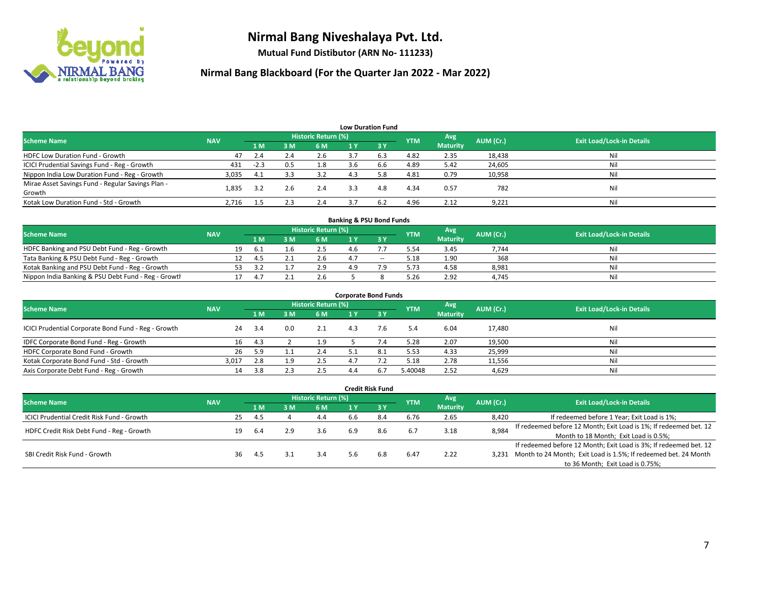# Nirmal Bang Niveshalaya Pvt. Ltd.

**Mutual Fund Distibutor (ARN No- 111233)**

## Nirmal Bang Blackboard (For the Quarter Jan 2022 - Mar 2022)

### Low Duration Fund

| Scheme Name | NAV | Historic Return (%) | | | | | YTM | Avg Maturity | AUM (Cr.) | Exit Load/Lock-in Details |
|---|---|---|---|---|---|---|---|---|---|---|
| | | 1 M | 3 M | 6 M | 1 Y | 3 Y | | | | |
| HDFC Low Duration Fund - Growth | 47 | 2.4 | 2.4 | 2.6 | 3.7 | 6.3 | 4.82 | 2.35 | 18,438 | Nil |
| ICICI Prudential Savings Fund - Reg - Growth | 431 | -2.3 | 0.5 | 1.8 | 3.6 | 6.6 | 4.89 | 5.42 | 24,605 | Nil |
| Nippon India Low Duration Fund - Reg - Growth | 3,035 | 4.1 | 3.3 | 3.2 | 4.3 | 5.8 | 4.81 | 0.79 | 10,958 | Nil |
| Mirae Asset Savings Fund - Regular Savings Plan - Growth | 1,835 | 3.2 | 2.6 | 2.4 | 3.3 | 4.8 | 4.34 | 0.57 | 782 | Nil |
| Kotak Low Duration Fund - Std - Growth | 2,716 | 1.5 | 2.3 | 2.4 | 3.7 | 6.2 | 4.96 | 2.12 | 9,221 | Nil |

### Banking & PSU Bond Funds

| Scheme Name | NAV | Historic Return (%) | | | | | YTM | Avg Maturity | AUM (Cr.) | Exit Load/Lock-in Details |
|---|---|---|---|---|---|---|---|---|---|---|
| | | 1 M | 3 M | 6 M | 1 Y | 3 Y | | | | |
| HDFC Banking and PSU Debt Fund - Reg - Growth | 19 | 6.1 | 1.6 | 2.5 | 4.6 | 7.7 | 5.54 | 3.45 | 7,744 | Nil |
| Tata Banking & PSU Debt Fund - Reg - Growth | 12 | 4.5 | 2.1 | 2.6 | 4.7 | -- | 5.18 | 1.90 | 368 | Nil |
| Kotak Banking and PSU Debt Fund - Reg - Growth | 53 | 3.2 | 1.7 | 2.9 | 4.9 | 7.9 | 5.73 | 4.58 | 8,981 | Nil |
| Nippon India Banking & PSU Debt Fund - Reg - Growth | 17 | 4.7 | 2.1 | 2.6 | 5 | 8 | 5.26 | 2.92 | 4,745 | Nil |

### Corporate Bond Funds

| Scheme Name | NAV | Historic Return (%) | | | | | YTM | Avg Maturity | AUM (Cr.) | Exit Load/Lock-in Details |
|---|---|---|---|---|---|---|---|---|---|---|
| | | 1 M | 3 M | 6 M | 1 Y | 3 Y | | | | |
| ICICI Prudential Corporate Bond Fund - Reg - Growth | 24 | 3.4 | 0.0 | 2.1 | 4.3 | 7.6 | 5.4 | 6.04 | 17,480 | Nil |
| IDFC Corporate Bond Fund - Reg - Growth | 16 | 4.3 | 2 | 1.9 | 5 | 7.4 | 5.28 | 2.07 | 19,500 | Nil |
| HDFC Corporate Bond Fund - Growth | 26 | 5.9 | 1.1 | 2.4 | 5.1 | 8.1 | 5.53 | 4.33 | 25,999 | Nil |
| Kotak Corporate Bond Fund - Std - Growth | 3,017 | 2.8 | 1.9 | 2.5 | 4.7 | 7.2 | 5.18 | 2.78 | 11,556 | Nil |
| Axis Corporate Debt Fund - Reg - Growth | 14 | 3.8 | 2.3 | 2.5 | 4.4 | 6.7 | 5.40048 | 2.52 | 4,629 | Nil |

### Credit Risk Fund

| Scheme Name | NAV | Historic Return (%) | | | | | YTM | Avg Maturity | AUM (Cr.) | Exit Load/Lock-in Details |
|---|---|---|---|---|---|---|---|---|---|---|
| | | 1 M | 3 M | 6 M | 1 Y | 3 Y | | | | |
| ICICI Prudential Credit Risk Fund - Growth | 25 | 4.5 | 4 | 4.4 | 6.6 | 8.4 | 6.76 | 2.65 | 8,420 | If redeemed before 1 Year; Exit Load is 1%; |
| HDFC Credit Risk Debt Fund - Reg - Growth | 19 | 6.4 | 2.9 | 3.6 | 6.9 | 8.6 | 6.7 | 3.18 | 8,984 | If redeemed before 12 Month; Exit Load is 1%; If redeemed bet. 12 Month to 18 Month; Exit Load is 0.5%; |
| SBI Credit Risk Fund - Growth | 36 | 4.5 | 3.1 | 3.4 | 5.6 | 6.8 | 6.47 | 2.22 | 3,231 | If redeemed before 12 Month; Exit Load is 3%; If redeemed bet. 12 Month to 24 Month; Exit Load is 1.5%; If redeemed bet. 24 Month to 36 Month; Exit Load is 0.75%; |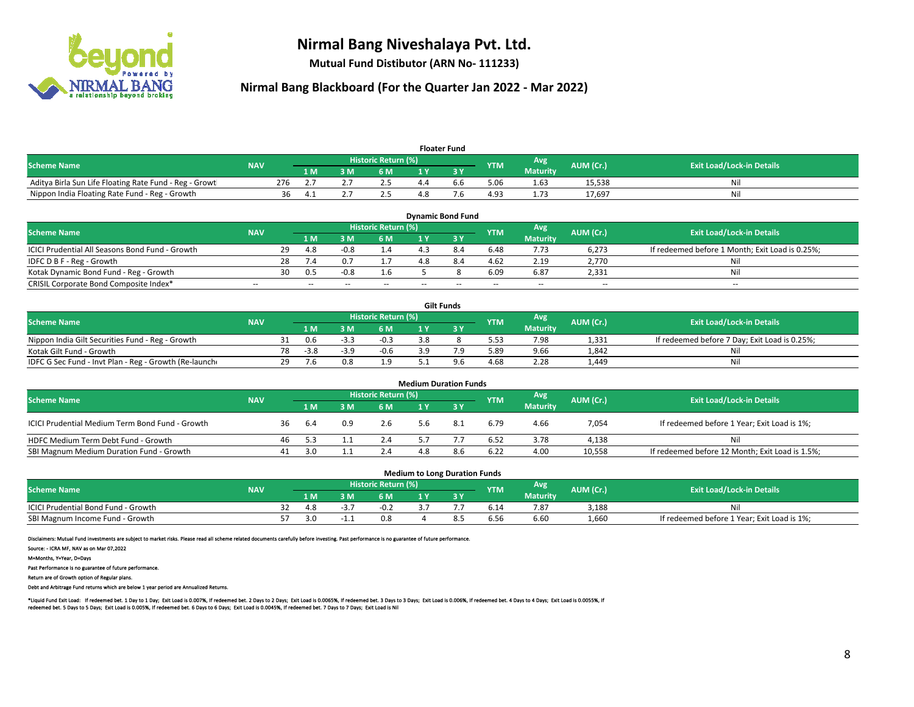# Nirmal Bang Niveshalaya Pvt. Ltd.

**Mutual Fund Distibutor (ARN No- 111233)**

## Nirmal Bang Blackboard (For the Quarter Jan 2022 - Mar 2022)

### Floater Fund

| Scheme Name | NAV | Historic Return (%) | | | | | YTM | Avg Maturity | AUM (Cr.) | Exit Load/Lock-in Details |
|---|---|---|---|---|---|---|---|---|---|---|
| | | 1 M | 3 M | 6 M | 1 Y | 3 Y | | | | |
| Aditya Birla Sun Life Floating Rate Fund - Reg - Growt | 276 | 2.7 | 2.7 | 2.5 | 4.4 | 6.6 | 5.06 | 1.63 | 15,538 | Nil |
| Nippon India Floating Rate Fund - Reg - Growth | 36 | 4.1 | 2.7 | 2.5 | 4.8 | 7.6 | 4.93 | 1.73 | 17,697 | Nil |

### Dynamic Bond Fund

| Scheme Name | NAV | Historic Return (%) | | | | | YTM | Avg Maturity | AUM (Cr.) | Exit Load/Lock-in Details |
|---|---|---|---|---|---|---|---|---|---|---|
| | | 1 M | 3 M | 6 M | 1 Y | 3 Y | | | | |
| ICICI Prudential All Seasons Bond Fund - Growth | 29 | 4.8 | -0.8 | 1.4 | 4.3 | 8.4 | 6.48 | 7.73 | 6,273 | If redeemed before 1 Month; Exit Load is 0.25%; |
| IDFC D B F - Reg - Growth | 28 | 7.4 | 0.7 | 1.7 | 4.8 | 8.4 | 4.62 | 2.19 | 2,770 | Nil |
| Kotak Dynamic Bond Fund - Reg - Growth | 30 | 0.5 | -0.8 | 1.6 | 5 | 8 | 6.09 | 6.87 | 2,331 | Nil |
| CRISIL Corporate Bond Composite Index* | -- | -- | -- | -- | -- | -- | -- | -- | -- | -- |

### Gilt Funds

| Scheme Name | NAV | Historic Return (%) | | | | | YTM | Avg Maturity | AUM (Cr.) | Exit Load/Lock-in Details |
|---|---|---|---|---|---|---|---|---|---|---|
| | | 1 M | 3 M | 6 M | 1 Y | 3 Y | | | | |
| Nippon India Gilt Securities Fund - Reg - Growth | 31 | 0.6 | -3.3 | -0.3 | 3.8 | 8 | 5.53 | 7.98 | 1,331 | If redeemed before 7 Day; Exit Load is 0.25%; |
| Kotak Gilt Fund - Growth | 78 | -3.8 | -3.9 | -0.6 | 3.9 | 7.9 | 5.89 | 9.66 | 1,842 | Nil |
| IDFC G Sec Fund - Invt Plan - Reg - Growth (Re-launch | 29 | 7.6 | 0.8 | 1.9 | 5.1 | 9.6 | 4.68 | 2.28 | 1,449 | Nil |

### Medium Duration Funds

| Scheme Name | NAV | Historic Return (%) | | | | | YTM | Avg Maturity | AUM (Cr.) | Exit Load/Lock-in Details |
|---|---|---|---|---|---|---|---|---|---|---|
| | | 1 M | 3 M | 6 M | 1 Y | 3 Y | | | | |
| ICICI Prudential Medium Term Bond Fund - Growth | 36 | 6.4 | 0.9 | 2.6 | 5.6 | 8.1 | 6.79 | 4.66 | 7,054 | If redeemed before 1 Year; Exit Load is 1%; |
| HDFC Medium Term Debt Fund - Growth | 46 | 5.3 | 1.1 | 2.4 | 5.7 | 7.7 | 6.52 | 3.78 | 4,138 | Nil |
| SBI Magnum Medium Duration Fund - Growth | 41 | 3.0 | 1.1 | 2.4 | 4.8 | 8.6 | 6.22 | 4.00 | 10,558 | If redeemed before 12 Month; Exit Load is 1.5%; |

### Medium to Long Duration Funds

| Scheme Name | NAV | Historic Return (%) | | | | | YTM | Avg Maturity | AUM (Cr.) | Exit Load/Lock-in Details |
|---|---|---|---|---|---|---|---|---|---|---|
| | | 1 M | 3 M | 6 M | 1 Y | 3 Y | | | | |
| ICICI Prudential Bond Fund - Growth | 32 | 4.8 | -3.7 | -0.2 | 3.7 | 7.7 | 6.14 | 7.87 | 3,188 | Nil |
| SBI Magnum Income Fund - Growth | 57 | 3.0 | -1.1 | 0.8 | 4 | 8.5 | 6.56 | 6.60 | 1,660 | If redeemed before 1 Year; Exit Load is 1%; |

Disclaimers: Mutual Fund investments are subject to market risks. Please read all scheme related documents carefully before investing. Past performance is no guarantee of future performance.

Source: - ICRA MF, NAV as on Mar 07,2022

M=Months, Y=Year, D=Days

Past Performance is no guarantee of future performance.

Return are of Growth option of Regular plans.

Debt and Arbitrage Fund returns which are below 1 year period are Annualized Returns.

*Liquid Fund Exit Load: If redeemed bet. 1 Day to 1 Day; Exit Load is 0.007%, If redeemed bet. 2 Days to 2 Days; Exit Load is 0.0065%, If redeemed bet. 3 Days to 3 Days; Exit Load is 0.006%, If redeemed bet. 4 Days to 4 Days; Exit Load is 0.0055%, If redeemed bet. 5 Days to 5 Days; Exit Load is 0.005%, If redeemed bet. 6 Days to 6 Days; Exit Load is 0.0045%, If redeemed bet. 7 Days to 7 Days; Exit Load is Nil